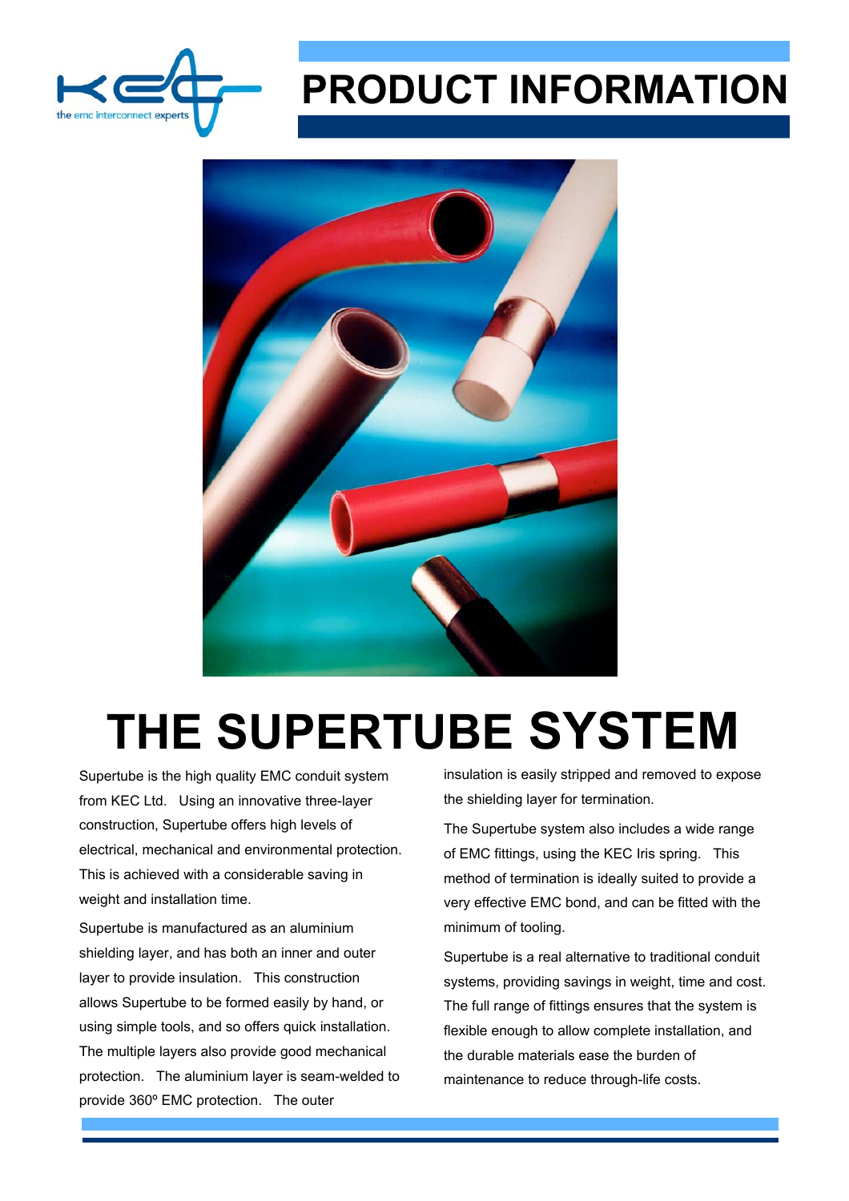# PRODUCT INFORMATION

# THE SUPERTUBE SYSTEM

Supertube is the high quality EMC conduit system from KEC Ltd. Using an innovative three-layer construction, Supertube offers high levels of electrical, mechanical and environmental protection. This is achieved with a considerable saving in weight and installation time.

Supertube is manufactured as an aluminium shielding layer, and has both an inner and outer layer to provide insulation. This construction allows Supertube to be formed easily by hand, or using simple tools, and so offers quick installation. The multiple layers also provide good mechanical protection. The aluminium layer is seam-welded to provide 360º EMC protection. The outer insulation is easily stripped and removed to expose the shielding layer for termination.

The Supertube system also includes a wide range of EMC fittings, using the KEC Iris spring. This method of termination is ideally suited to provide a very effective EMC bond, and can be fitted with the minimum of tooling.

Supertube is a real alternative to traditional conduit systems, providing savings in weight, time and cost. The full range of fittings ensures that the system is flexible enough to allow complete installation, and the durable materials ease the burden of maintenance to reduce through-life costs.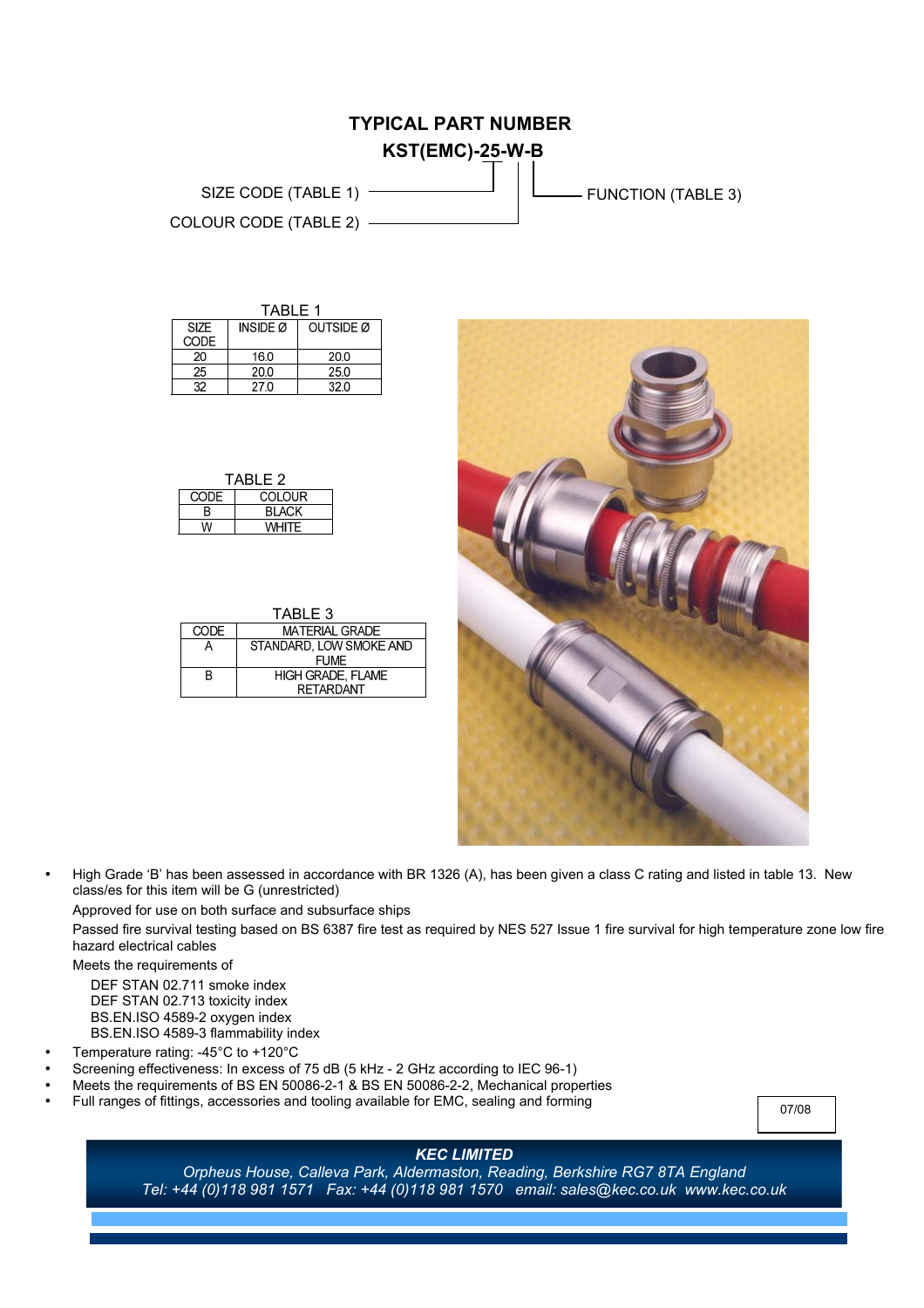## TYPICAL PART NUMBER

**KST(EMC)-25-W-B**

SIZE CODE (TABLE 1)

COLOUR CODE (TABLE 2)

FUNCTION (TABLE 3)

TABLE 1

| SIZE CODE | INSIDE Ø | OUTSIDE Ø |
|---|---|---|
| 20 | 16.0 | 20.0 |
| 25 | 20.0 | 25.0 |
| 32 | 27.0 | 32.0 |

TABLE 2

| CODE | COLOUR |
|---|---|
| B | BLACK |
| W | WHITE |

TABLE 3

| CODE | MATERIAL GRADE |
|---|---|
| A | STANDARD, LOW SMOKE AND FUME |
| B | HIGH GRADE, FLAME RETARDANT |

- High Grade 'B' has been assessed in accordance with BR 1326 (A), has been given a class C rating and listed in table 13. New class/es for this item will be G (unrestricted)

  Approved for use on both surface and subsurface ships

  Passed fire survival testing based on BS 6387 fire test as required by NES 527 Issue 1 fire survival for high temperature zone low fire hazard electrical cables

  Meets the requirements of

  DEF STAN 02.711 smoke index
  DEF STAN 02.713 toxicity index
  BS.EN.ISO 4589-2 oxygen index
  BS.EN.ISO 4589-3 flammability index
- Temperature rating: -45°C to +120°C
- Screening effectiveness: In excess of 75 dB (5 kHz - 2 GHz according to IEC 96-1)
- Meets the requirements of BS EN 50086-2-1 & BS EN 50086-2-2, Mechanical properties
- Full ranges of fittings, accessories and tooling available for EMC, sealing and forming

07/08

***KEC LIMITED***

*Orpheus House, Calleva Park, Aldermaston, Reading, Berkshire RG7 8TA England*
*Tel: +44 (0)118 981 1571 Fax: +44 (0)118 981 1570 email: sales@kec.co.uk www.kec.co.uk*